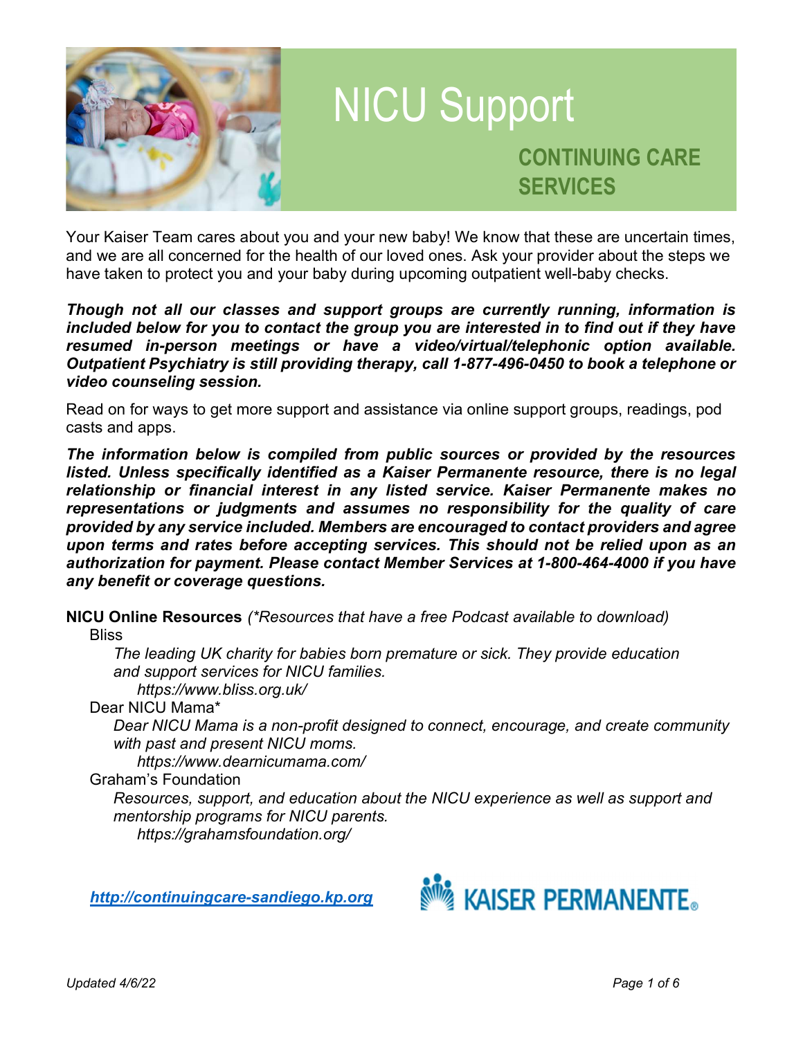# NICU Support

## CONTINUING CARE SERVICES

Your Kaiser Team cares about you and your new baby! We know that these are uncertain times, and we are all concerned for the health of our loved ones. Ask your provider about the steps we have taken to protect you and your baby during upcoming outpatient well-baby checks.

***Though not all our classes and support groups are currently running, information is included below for you to contact the group you are interested in to find out if they have resumed in-person meetings or have a video/virtual/telephonic option available. Outpatient Psychiatry is still providing therapy, call 1-877-496-0450 to book a telephone or video counseling session.***

Read on for ways to get more support and assistance via online support groups, readings, pod casts and apps.

***The information below is compiled from public sources or provided by the resources listed. Unless specifically identified as a Kaiser Permanente resource, there is no legal relationship or financial interest in any listed service. Kaiser Permanente makes no representations or judgments and assumes no responsibility for the quality of care provided by any service included. Members are encouraged to contact providers and agree upon terms and rates before accepting services. This should not be relied upon as an authorization for payment. Please contact Member Services at 1-800-464-4000 if you have any benefit or coverage questions.***

**NICU Online Resources** *(*Resources that have a free Podcast available to download)*

Bliss

*The leading UK charity for babies born premature or sick. They provide education and support services for NICU families.*

*https://www.bliss.org.uk/*

Dear NICU Mama*

*Dear NICU Mama is a non-profit designed to connect, encourage, and create community with past and present NICU moms.*

*https://www.dearnicumama.com/*

Graham's Foundation

*Resources, support, and education about the NICU experience as well as support and mentorship programs for NICU parents.*

*https://grahamsfoundation.org/*

[***http://continuingcare-sandiego.kp.org***](http://continuingcare-sandiego.kp.org)

KAISER PERMANENTE®

*Updated 4/6/22*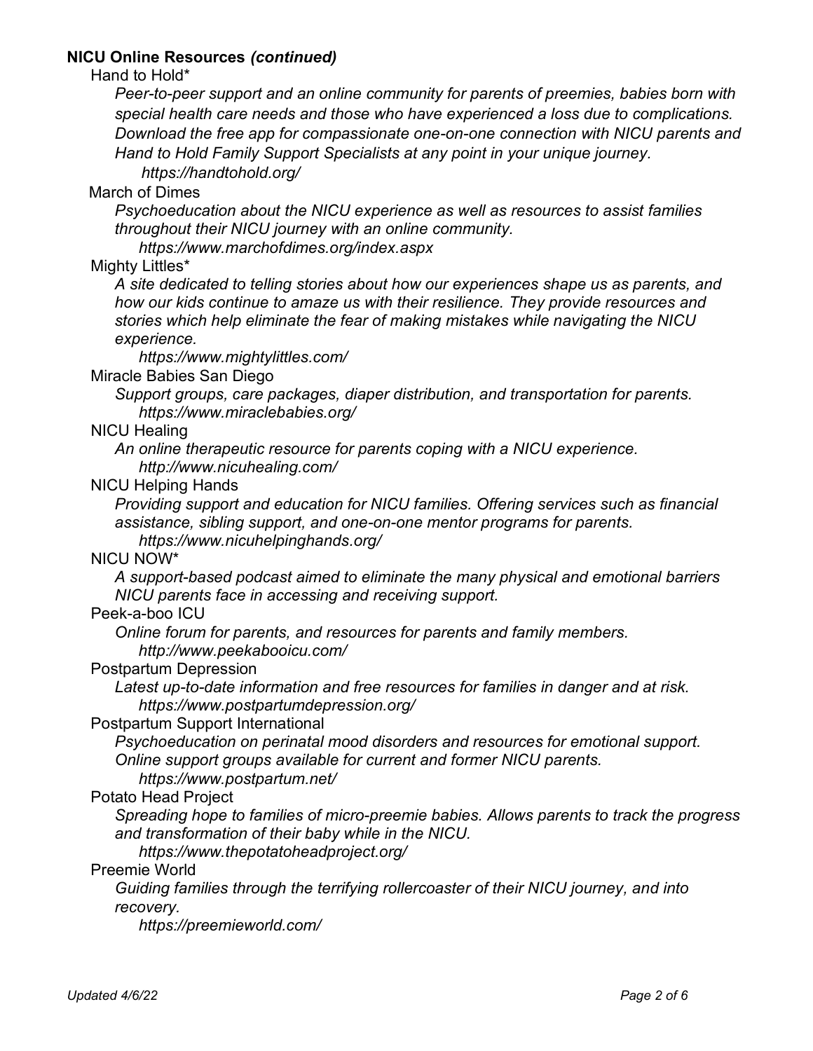**NICU Online Resources *(continued)***

Hand to Hold*

*Peer-to-peer support and an online community for parents of preemies, babies born with special health care needs and those who have experienced a loss due to complications. Download the free app for compassionate one-on-one connection with NICU parents and Hand to Hold Family Support Specialists at any point in your unique journey.*

*https://handtohold.org/*

March of Dimes

*Psychoeducation about the NICU experience as well as resources to assist families throughout their NICU journey with an online community.*

*https://www.marchofdimes.org/index.aspx*

Mighty Littles*

*A site dedicated to telling stories about how our experiences shape us as parents, and how our kids continue to amaze us with their resilience. They provide resources and stories which help eliminate the fear of making mistakes while navigating the NICU experience.*

*https://www.mightylittles.com/*

Miracle Babies San Diego

*Support groups, care packages, diaper distribution, and transportation for parents.*

*https://www.miraclebabies.org/*

NICU Healing

*An online therapeutic resource for parents coping with a NICU experience.*

*http://www.nicuhealing.com/*

NICU Helping Hands

*Providing support and education for NICU families. Offering services such as financial assistance, sibling support, and one-on-one mentor programs for parents.*

*https://www.nicuhelpinghands.org/*

NICU NOW*

*A support-based podcast aimed to eliminate the many physical and emotional barriers NICU parents face in accessing and receiving support.*

Peek-a-boo ICU

*Online forum for parents, and resources for parents and family members.*

*http://www.peekabooicu.com/*

Postpartum Depression

*Latest up-to-date information and free resources for families in danger and at risk.*

*https://www.postpartumdepression.org/*

Postpartum Support International

*Psychoeducation on perinatal mood disorders and resources for emotional support. Online support groups available for current and former NICU parents.*

*https://www.postpartum.net/*

Potato Head Project

*Spreading hope to families of micro-preemie babies. Allows parents to track the progress and transformation of their baby while in the NICU.*

*https://www.thepotatoheadproject.org/*

Preemie World

*Guiding families through the terrifying rollercoaster of their NICU journey, and into recovery.*

*https://preemieworld.com/*

*Updated 4/6/22*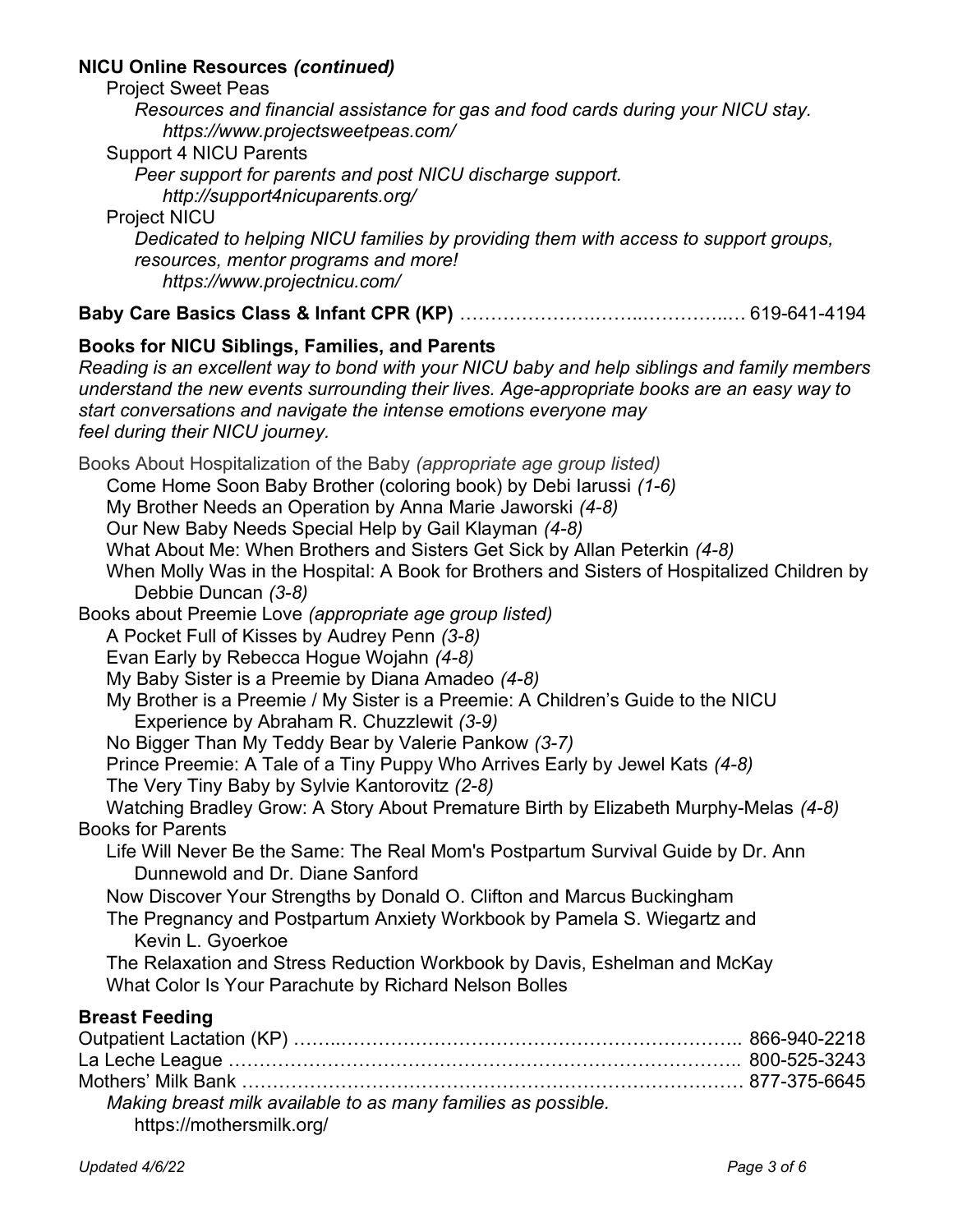**NICU Online Resources *(continued)***

Project Sweet Peas

*Resources and financial assistance for gas and food cards during your NICU stay.*
*https://www.projectsweetpeas.com/*

Support 4 NICU Parents

*Peer support for parents and post NICU discharge support.*
*http://support4nicuparents.org/*

Project NICU

*Dedicated to helping NICU families by providing them with access to support groups, resources, mentor programs and more!*
*https://www.projectnicu.com/*

**Baby Care Basics Class & Infant CPR (KP)** …………………..……..…………..… 619-641-4194

**Books for NICU Siblings, Families, and Parents**

*Reading is an excellent way to bond with your NICU baby and help siblings and family members understand the new events surrounding their lives. Age-appropriate books are an easy way to start conversations and navigate the intense emotions everyone may feel during their NICU journey.*

Books About Hospitalization of the Baby *(appropriate age group listed)*

- Come Home Soon Baby Brother (coloring book) by Debi Iarussi *(1-6)*
- My Brother Needs an Operation by Anna Marie Jaworski *(4-8)*
- Our New Baby Needs Special Help by Gail Klayman *(4-8)*
- What About Me: When Brothers and Sisters Get Sick by Allan Peterkin *(4-8)*
- When Molly Was in the Hospital: A Book for Brothers and Sisters of Hospitalized Children by Debbie Duncan *(3-8)*

Books about Preemie Love *(appropriate age group listed)*

- A Pocket Full of Kisses by Audrey Penn *(3-8)*
- Evan Early by Rebecca Hogue Wojahn *(4-8)*
- My Baby Sister is a Preemie by Diana Amadeo *(4-8)*
- My Brother is a Preemie / My Sister is a Preemie: A Children's Guide to the NICU Experience by Abraham R. Chuzzlewit *(3-9)*
- No Bigger Than My Teddy Bear by Valerie Pankow *(3-7)*
- Prince Preemie: A Tale of a Tiny Puppy Who Arrives Early by Jewel Kats *(4-8)*
- The Very Tiny Baby by Sylvie Kantorovitz *(2-8)*
- Watching Bradley Grow: A Story About Premature Birth by Elizabeth Murphy-Melas *(4-8)*

Books for Parents

- Life Will Never Be the Same: The Real Mom's Postpartum Survival Guide by Dr. Ann Dunnewold and Dr. Diane Sanford
- Now Discover Your Strengths by Donald O. Clifton and Marcus Buckingham
- The Pregnancy and Postpartum Anxiety Workbook by Pamela S. Wiegartz and Kevin L. Gyoerkoe
- The Relaxation and Stress Reduction Workbook by Davis, Eshelman and McKay
- What Color Is Your Parachute by Richard Nelson Bolles

**Breast Feeding**

Outpatient Lactation (KP) ……..………………………………………………………. 866-940-2218

La Leche League …………………….……………….…………….……………..…….. 800-525-3243

Mothers' Milk Bank ………………………………………………………………………… 877-375-6645

*Making breast milk available to as many families as possible.*
https://mothersmilk.org/

*Updated 4/6/22*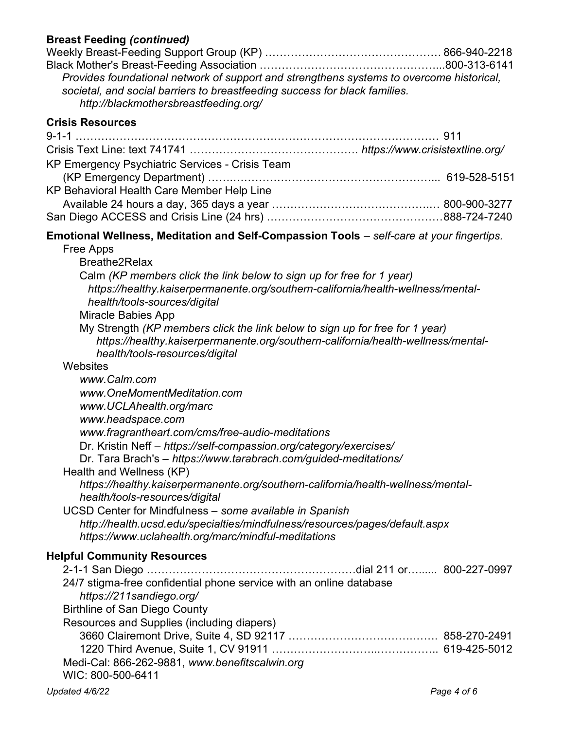**Breast Feeding *(continued)***

Weekly Breast-Feeding Support Group (KP) …………………………………………. 866-940-2218

Black Mother's Breast-Feeding Association …………………………………………...800-313-6141

*Provides foundational network of support and strengthens systems to overcome historical, societal, and social barriers to breastfeeding success for black families.*
*http://blackmothersbreastfeeding.org/*

**Crisis Resources**

9-1-1 ………………………………………………………………………………………… 911

Crisis Text Line: text 741741 ………………………………………. *https://www.crisistextline.org/*

KP Emergency Psychiatric Services - Crisis Team
(KP Emergency Department) ……………………………………………………... 619-528-5151

KP Behavioral Health Care Member Help Line
Available 24 hours a day, 365 days a year ……………………………………..… 800-900-3277

San Diego ACCESS and Crisis Line (24 hrs) …………………………………………888-724-7240

**Emotional Wellness, Meditation and Self-Compassion Tools** – *self-care at your fingertips.*

- Free Apps
  - Breathe2Relax
  - Calm *(KP members click the link below to sign up for free for 1 year)*
    *https://healthy.kaiserpermanente.org/southern-california/health-wellness/mental-health/tools-sources/digital*
  - Miracle Babies App
  - My Strength *(KP members click the link below to sign up for free for 1 year)*
    *https://healthy.kaiserpermanente.org/southern-california/health-wellness/mental-health/tools-resources/digital*
- Websites
  - *www.Calm.com*
  - *www.OneMomentMeditation.com*
  - *www.UCLAhealth.org/marc*
  - *www.headspace.com*
  - *www.fragrantheart.com/cms/free-audio-meditations*
  - Dr. Kristin Neff – *https://self-compassion.org/category/exercises/*
  - Dr. Tara Brach's – *https://www.tarabrach.com/guided-meditations/*
- Health and Wellness (KP)
  *https://healthy.kaiserpermanente.org/southern-california/health-wellness/mental-health/tools-resources/digital*
- UCSD Center for Mindfulness – *some available in Spanish*
  *http://health.ucsd.edu/specialties/mindfulness/resources/pages/default.aspx*
  *https://www.uclahealth.org/marc/mindful-meditations*

**Helpful Community Resources**

2-1-1 San Diego …………………………………………………dial 211 or…..... 800-227-0997
24/7 stigma-free confidential phone service with an online database
*https://211sandiego.org/*

Birthline of San Diego County
Resources and Supplies (including diapers)
3660 Clairemont Drive, Suite 4, SD 92117 ………………………………..…. 858-270-2491
1220 Third Avenue, Suite 1, CV 91911 ……………………….…………….. 619-425-5012

Medi-Cal: 866-262-9881, *www.benefitscalwin.org*

WIC: 800-500-6411

*Updated 4/6/22*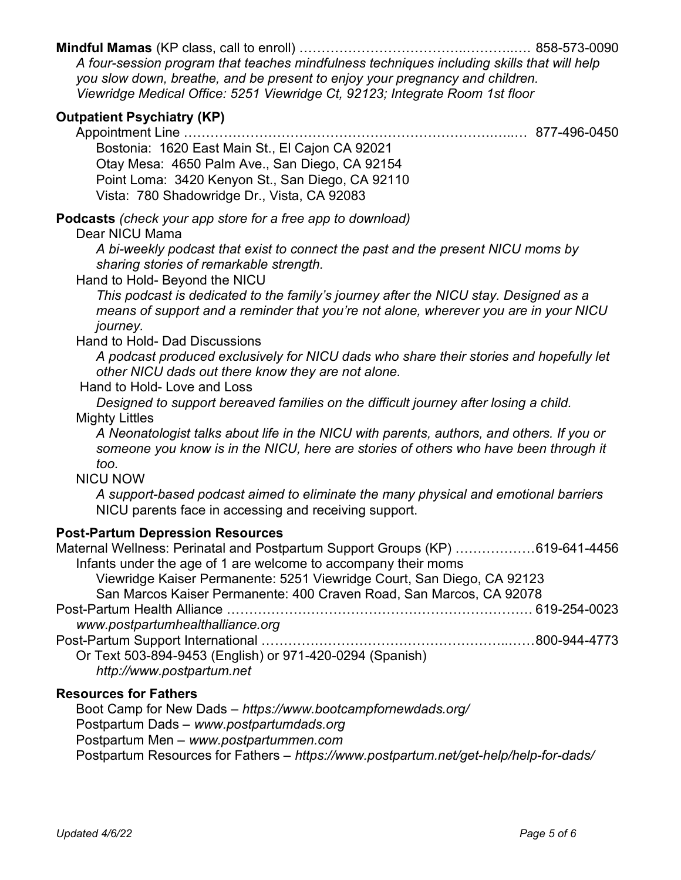**Mindful Mamas** (KP class, call to enroll) ……………………………..………..… 858-573-0090

*A four-session program that teaches mindfulness techniques including skills that will help you slow down, breathe, and be present to enjoy your pregnancy and children.*
*Viewridge Medical Office: 5251 Viewridge Ct, 92123; Integrate Room 1st floor*

**Outpatient Psychiatry (KP)**

Appointment Line ……………………………………………………………..…..… 877-496-0450

Bostonia: 1620 East Main St., El Cajon CA 92021
Otay Mesa: 4650 Palm Ave., San Diego, CA 92154
Point Loma: 3420 Kenyon St., San Diego, CA 92110
Vista: 780 Shadowridge Dr., Vista, CA 92083

**Podcasts** *(check your app store for a free app to download)*

Dear NICU Mama
*A bi-weekly podcast that exist to connect the past and the present NICU moms by sharing stories of remarkable strength.*

Hand to Hold- Beyond the NICU
*This podcast is dedicated to the family's journey after the NICU stay. Designed as a means of support and a reminder that you're not alone, wherever you are in your NICU journey.*

Hand to Hold- Dad Discussions
*A podcast produced exclusively for NICU dads who share their stories and hopefully let other NICU dads out there know they are not alone.*

Hand to Hold- Love and Loss
*Designed to support bereaved families on the difficult journey after losing a child.*

Mighty Littles
*A Neonatologist talks about life in the NICU with parents, authors, and others. If you or someone you know is in the NICU, here are stories of others who have been through it too.*

NICU NOW
*A support-based podcast aimed to eliminate the many physical and emotional barriers* NICU parents face in accessing and receiving support.

**Post-Partum Depression Resources**

Maternal Wellness: Perinatal and Postpartum Support Groups (KP) ………………619-641-4456

Infants under the age of 1 are welcome to accompany their moms
Viewridge Kaiser Permanente: 5251 Viewridge Court, San Diego, CA 92123
San Marcos Kaiser Permanente: 400 Craven Road, San Marcos, CA 92078

Post-Partum Health Alliance …………………………………………………………. 619-254-0023
*www.postpartumhealthalliance.org*

Post-Partum Support International ………………………………………………..……800-944-4773
Or Text 503-894-9453 (English) or 971-420-0294 (Spanish)
*http://www.postpartum.net*

**Resources for Fathers**

Boot Camp for New Dads – *https://www.bootcampfornewdads.org/*
Postpartum Dads – *www.postpartumdads.org*
Postpartum Men – *www.postpartummen.com*
Postpartum Resources for Fathers – *https://www.postpartum.net/get-help/help-for-dads/*

*Updated 4/6/22*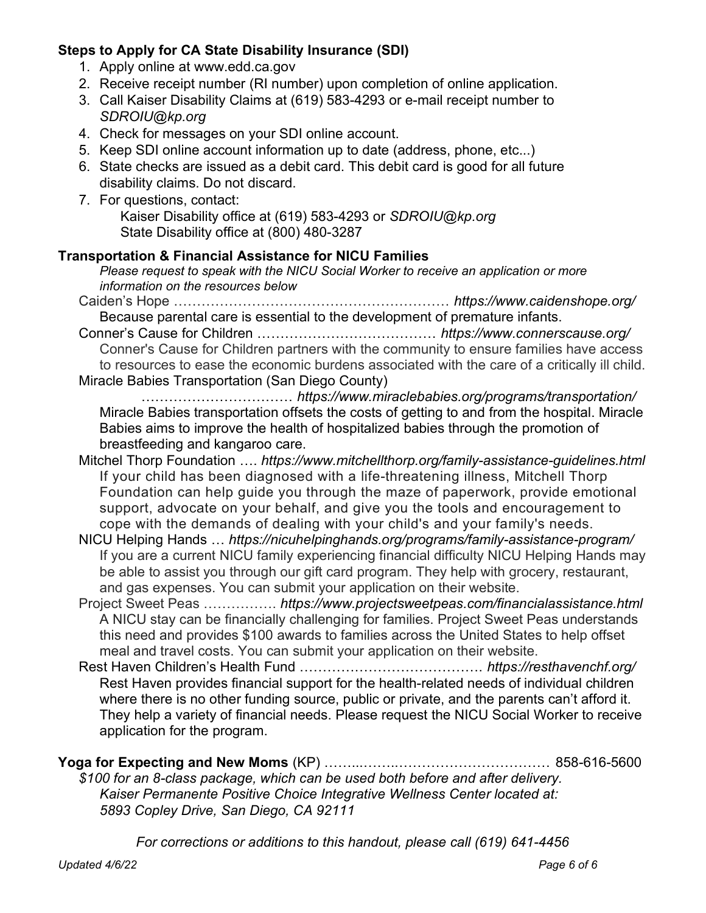**Steps to Apply for CA State Disability Insurance (SDI)**

1. Apply online at www.edd.ca.gov
2. Receive receipt number (RI number) upon completion of online application.
3. Call Kaiser Disability Claims at (619) 583-4293 or e-mail receipt number to *SDROIU@kp.org*
4. Check for messages on your SDI online account.
5. Keep SDI online account information up to date (address, phone, etc...)
6. State checks are issued as a debit card. This debit card is good for all future disability claims. Do not discard.
7. For questions, contact:
   Kaiser Disability office at (619) 583-4293 or *SDROIU@kp.org*
   State Disability office at (800) 480-3287

**Transportation & Financial Assistance for NICU Families**

*Please request to speak with the NICU Social Worker to receive an application or more information on the resources below*

Caiden's Hope ……………………………………………………… *https://www.caidenshope.org/*
Because parental care is essential to the development of premature infants.

Conner's Cause for Children ………………………………… *https://www.connerscause.org/*
Conner's Cause for Children partners with the community to ensure families have access to resources to ease the economic burdens associated with the care of a critically ill child.

Miracle Babies Transportation (San Diego County)
…………………………… *https://www.miraclebabies.org/programs/transportation/*
Miracle Babies transportation offsets the costs of getting to and from the hospital. Miracle Babies aims to improve the health of hospitalized babies through the promotion of breastfeeding and kangaroo care.

Mitchel Thorp Foundation …. *https://www.mitchellthorp.org/family-assistance-guidelines.html*
If your child has been diagnosed with a life-threatening illness, Mitchell Thorp Foundation can help guide you through the maze of paperwork, provide emotional support, advocate on your behalf, and give you the tools and encouragement to cope with the demands of dealing with your child's and your family's needs.

NICU Helping Hands … *https://nicuhelpinghands.org/programs/family-assistance-program/*
If you are a current NICU family experiencing financial difficulty NICU Helping Hands may be able to assist you through our gift card program. They help with grocery, restaurant, and gas expenses. You can submit your application on their website.

Project Sweet Peas ……………. *https://www.projectsweetpeas.com/financialassistance.html*
A NICU stay can be financially challenging for families. Project Sweet Peas understands this need and provides $100 awards to families across the United States to help offset meal and travel costs. You can submit your application on their website.

Rest Haven Children's Health Fund …………………………………. *https://resthavenchf.org/*
Rest Haven provides financial support for the health-related needs of individual children where there is no other funding source, public or private, and the parents can't afford it. They help a variety of financial needs. Please request the NICU Social Worker to receive application for the program.

**Yoga for Expecting and New Moms** (KP) ……..……..…………………………… 858-616-5600
*$100 for an 8-class package, which can be used both before and after delivery.*
*Kaiser Permanente Positive Choice Integrative Wellness Center located at:*
*5893 Copley Drive, San Diego, CA 92111*

*For corrections or additions to this handout, please call (619) 641-4456*

*Updated 4/6/22*